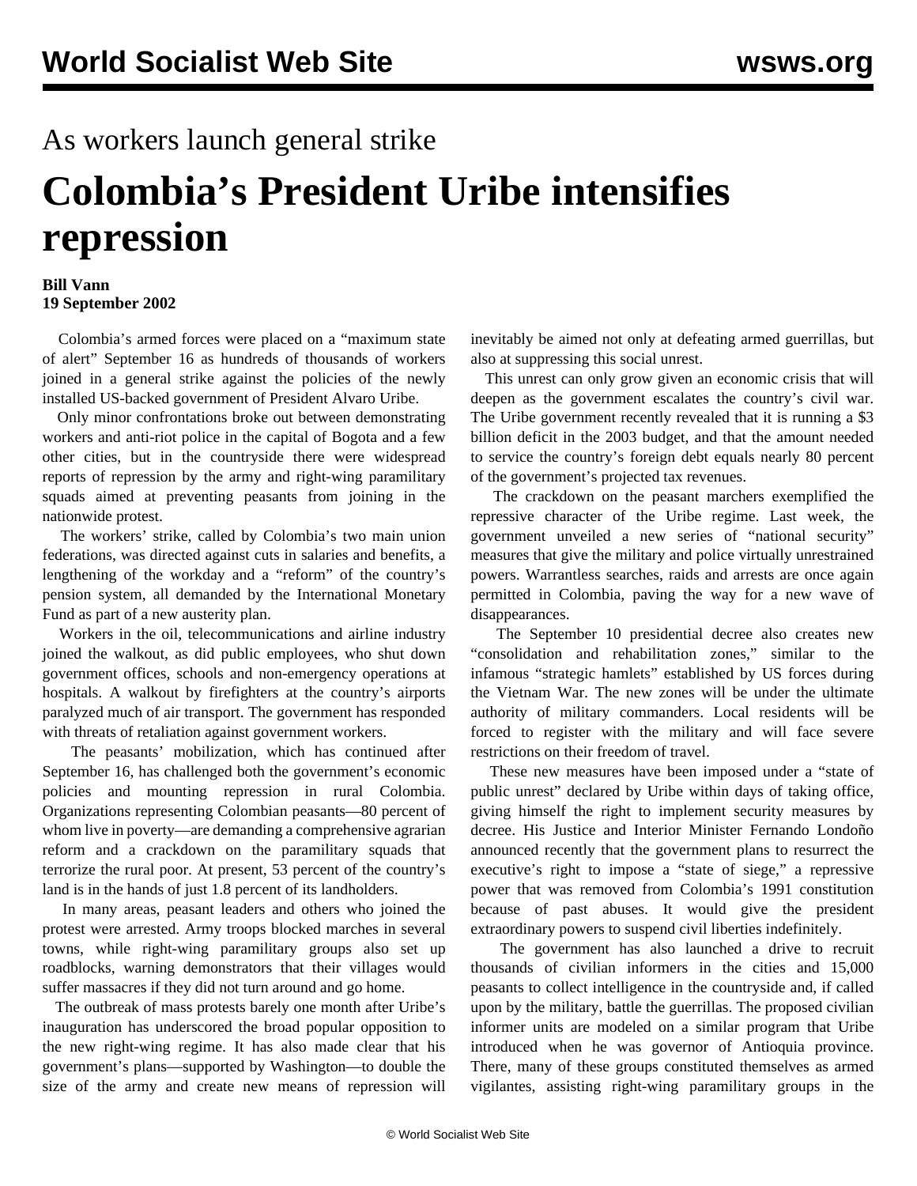As workers launch general strike

# Colombia's President Uribe intensifies repression

**Bill Vann**
**19 September 2002**

Colombia's armed forces were placed on a "maximum state of alert" September 16 as hundreds of thousands of workers joined in a general strike against the policies of the newly installed US-backed government of President Alvaro Uribe.

Only minor confrontations broke out between demonstrating workers and anti-riot police in the capital of Bogota and a few other cities, but in the countryside there were widespread reports of repression by the army and right-wing paramilitary squads aimed at preventing peasants from joining in the nationwide protest.

The workers' strike, called by Colombia's two main union federations, was directed against cuts in salaries and benefits, a lengthening of the workday and a "reform" of the country's pension system, all demanded by the International Monetary Fund as part of a new austerity plan.

Workers in the oil, telecommunications and airline industry joined the walkout, as did public employees, who shut down government offices, schools and non-emergency operations at hospitals. A walkout by firefighters at the country's airports paralyzed much of air transport. The government has responded with threats of retaliation against government workers.

The peasants' mobilization, which has continued after September 16, has challenged both the government's economic policies and mounting repression in rural Colombia. Organizations representing Colombian peasants—80 percent of whom live in poverty—are demanding a comprehensive agrarian reform and a crackdown on the paramilitary squads that terrorize the rural poor. At present, 53 percent of the country's land is in the hands of just 1.8 percent of its landholders.

In many areas, peasant leaders and others who joined the protest were arrested. Army troops blocked marches in several towns, while right-wing paramilitary groups also set up roadblocks, warning demonstrators that their villages would suffer massacres if they did not turn around and go home.

The outbreak of mass protests barely one month after Uribe's inauguration has underscored the broad popular opposition to the new right-wing regime. It has also made clear that his government's plans—supported by Washington—to double the size of the army and create new means of repression will inevitably be aimed not only at defeating armed guerrillas, but also at suppressing this social unrest.

This unrest can only grow given an economic crisis that will deepen as the government escalates the country's civil war. The Uribe government recently revealed that it is running a $3 billion deficit in the 2003 budget, and that the amount needed to service the country's foreign debt equals nearly 80 percent of the government's projected tax revenues.

The crackdown on the peasant marchers exemplified the repressive character of the Uribe regime. Last week, the government unveiled a new series of "national security" measures that give the military and police virtually unrestrained powers. Warrantless searches, raids and arrests are once again permitted in Colombia, paving the way for a new wave of disappearances.

The September 10 presidential decree also creates new "consolidation and rehabilitation zones," similar to the infamous "strategic hamlets" established by US forces during the Vietnam War. The new zones will be under the ultimate authority of military commanders. Local residents will be forced to register with the military and will face severe restrictions on their freedom of travel.

These new measures have been imposed under a "state of public unrest" declared by Uribe within days of taking office, giving himself the right to implement security measures by decree. His Justice and Interior Minister Fernando Londoño announced recently that the government plans to resurrect the executive's right to impose a "state of siege," a repressive power that was removed from Colombia's 1991 constitution because of past abuses. It would give the president extraordinary powers to suspend civil liberties indefinitely.

The government has also launched a drive to recruit thousands of civilian informers in the cities and 15,000 peasants to collect intelligence in the countryside and, if called upon by the military, battle the guerrillas. The proposed civilian informer units are modeled on a similar program that Uribe introduced when he was governor of Antioquia province. There, many of these groups constituted themselves as armed vigilantes, assisting right-wing paramilitary groups in the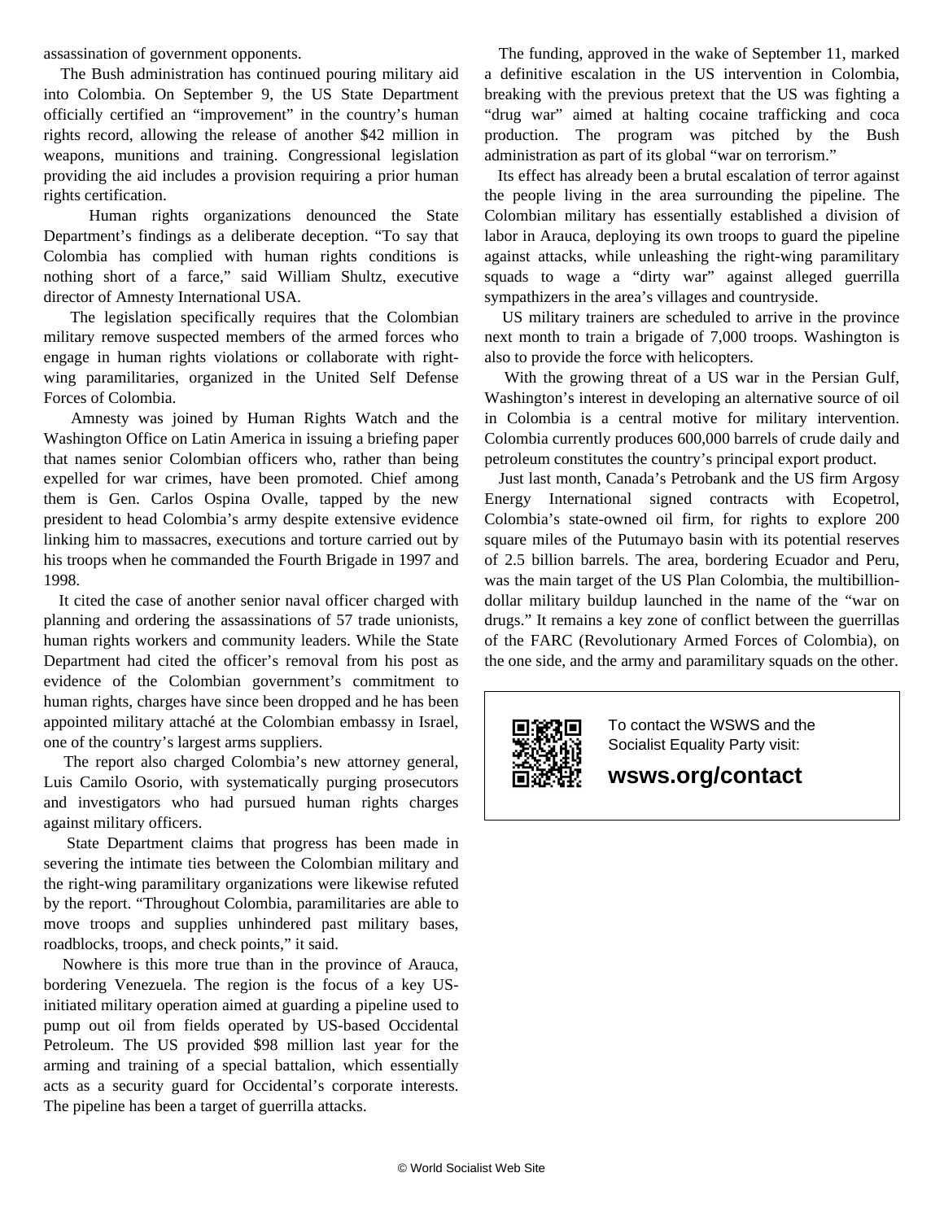assassination of government opponents.

The Bush administration has continued pouring military aid into Colombia. On September 9, the US State Department officially certified an "improvement" in the country's human rights record, allowing the release of another $42 million in weapons, munitions and training. Congressional legislation providing the aid includes a provision requiring a prior human rights certification.

Human rights organizations denounced the State Department's findings as a deliberate deception. "To say that Colombia has complied with human rights conditions is nothing short of a farce," said William Shultz, executive director of Amnesty International USA.

The legislation specifically requires that the Colombian military remove suspected members of the armed forces who engage in human rights violations or collaborate with right-wing paramilitaries, organized in the United Self Defense Forces of Colombia.

Amnesty was joined by Human Rights Watch and the Washington Office on Latin America in issuing a briefing paper that names senior Colombian officers who, rather than being expelled for war crimes, have been promoted. Chief among them is Gen. Carlos Ospina Ovalle, tapped by the new president to head Colombia's army despite extensive evidence linking him to massacres, executions and torture carried out by his troops when he commanded the Fourth Brigade in 1997 and 1998.

It cited the case of another senior naval officer charged with planning and ordering the assassinations of 57 trade unionists, human rights workers and community leaders. While the State Department had cited the officer's removal from his post as evidence of the Colombian government's commitment to human rights, charges have since been dropped and he has been appointed military attaché at the Colombian embassy in Israel, one of the country's largest arms suppliers.

The report also charged Colombia's new attorney general, Luis Camilo Osorio, with systematically purging prosecutors and investigators who had pursued human rights charges against military officers.

State Department claims that progress has been made in severing the intimate ties between the Colombian military and the right-wing paramilitary organizations were likewise refuted by the report. "Throughout Colombia, paramilitaries are able to move troops and supplies unhindered past military bases, roadblocks, troops, and check points," it said.

Nowhere is this more true than in the province of Arauca, bordering Venezuela. The region is the focus of a key US-initiated military operation aimed at guarding a pipeline used to pump out oil from fields operated by US-based Occidental Petroleum. The US provided $98 million last year for the arming and training of a special battalion, which essentially acts as a security guard for Occidental's corporate interests. The pipeline has been a target of guerrilla attacks.

The funding, approved in the wake of September 11, marked a definitive escalation in the US intervention in Colombia, breaking with the previous pretext that the US was fighting a "drug war" aimed at halting cocaine trafficking and coca production. The program was pitched by the Bush administration as part of its global "war on terrorism."

Its effect has already been a brutal escalation of terror against the people living in the area surrounding the pipeline. The Colombian military has essentially established a division of labor in Arauca, deploying its own troops to guard the pipeline against attacks, while unleashing the right-wing paramilitary squads to wage a "dirty war" against alleged guerrilla sympathizers in the area's villages and countryside.

US military trainers are scheduled to arrive in the province next month to train a brigade of 7,000 troops. Washington is also to provide the force with helicopters.

With the growing threat of a US war in the Persian Gulf, Washington's interest in developing an alternative source of oil in Colombia is a central motive for military intervention. Colombia currently produces 600,000 barrels of crude daily and petroleum constitutes the country's principal export product.

Just last month, Canada's Petrobank and the US firm Argosy Energy International signed contracts with Ecopetrol, Colombia's state-owned oil firm, for rights to explore 200 square miles of the Putumayo basin with its potential reserves of 2.5 billion barrels. The area, bordering Ecuador and Peru, was the main target of the US Plan Colombia, the multibillion-dollar military buildup launched in the name of the "war on drugs." It remains a key zone of conflict between the guerrillas of the FARC (Revolutionary Armed Forces of Colombia), on the one side, and the army and paramilitary squads on the other.

To contact the WSWS and the Socialist Equality Party visit:

**wsws.org/contact**